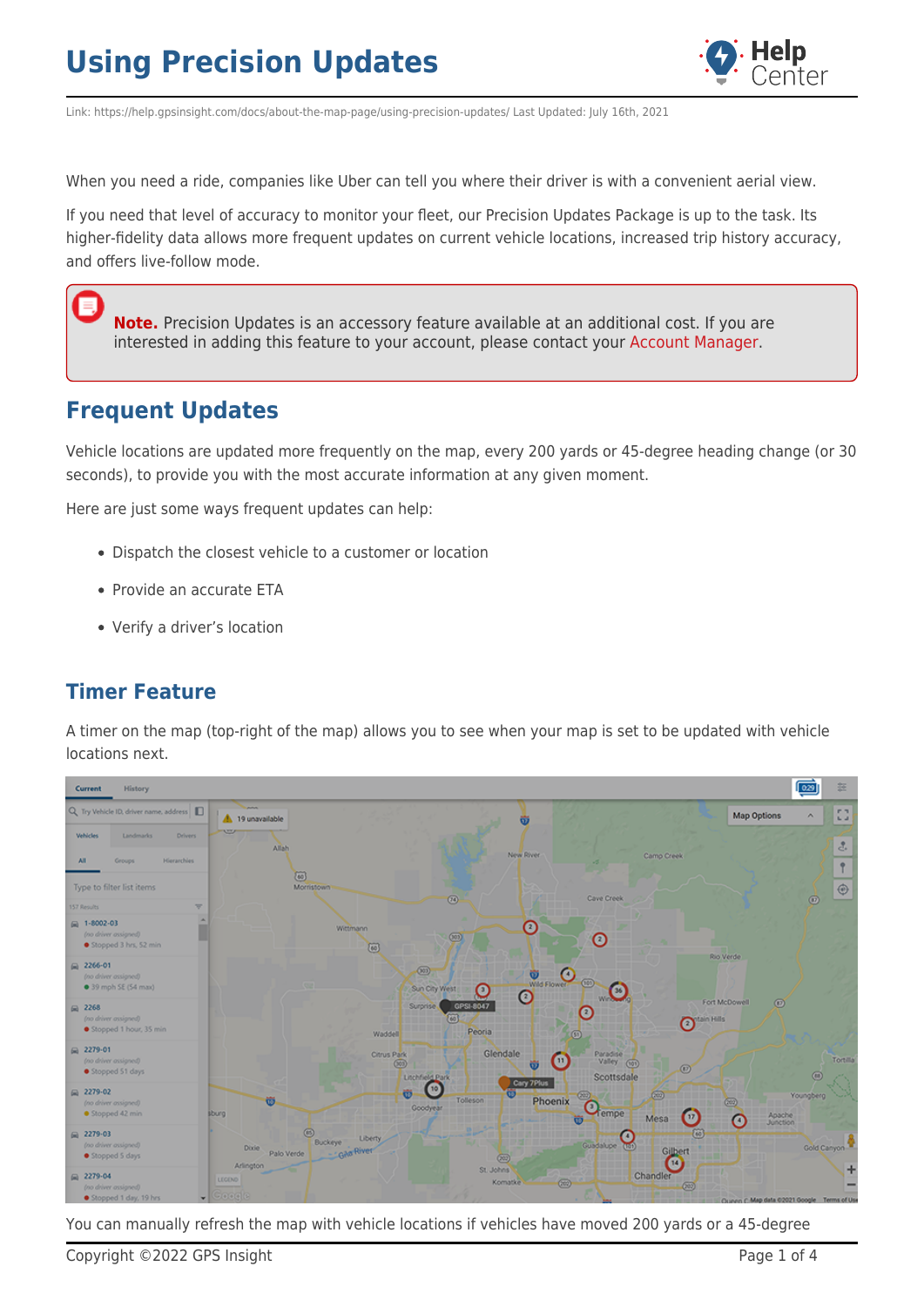# Using Precision Updates

Link: https://help.gpsinsight.com/docs/about-the-map-page/using-precision-updates/ Last Updated: July 16th, 2021

When you need a ride, companies like Uber can tell you where their driver is with a convenient aerial view.

If you need that level of accuracy to monitor your fleet, our Precision Updates Package is up to the task. Its higher-fidelity data allows more frequent updates on current vehicle locations, increased trip history accuracy, and offers live-follow mode.

> **Note.** Precision Updates is an accessory feature available at an additional cost. If you are interested in adding this feature to your account, please contact your Account Manager.

## Frequent Updates

Vehicle locations are updated more frequently on the map, every 200 yards or 45-degree heading change (or 30 seconds), to provide you with the most accurate information at any given moment.

Here are just some ways frequent updates can help:

- Dispatch the closest vehicle to a customer or location
- Provide an accurate ETA
- Verify a driver's location

### Timer Feature

A timer on the map (top-right of the map) allows you to see when your map is set to be updated with vehicle locations next.

You can manually refresh the map with vehicle locations if vehicles have moved 200 yards or a 45-degree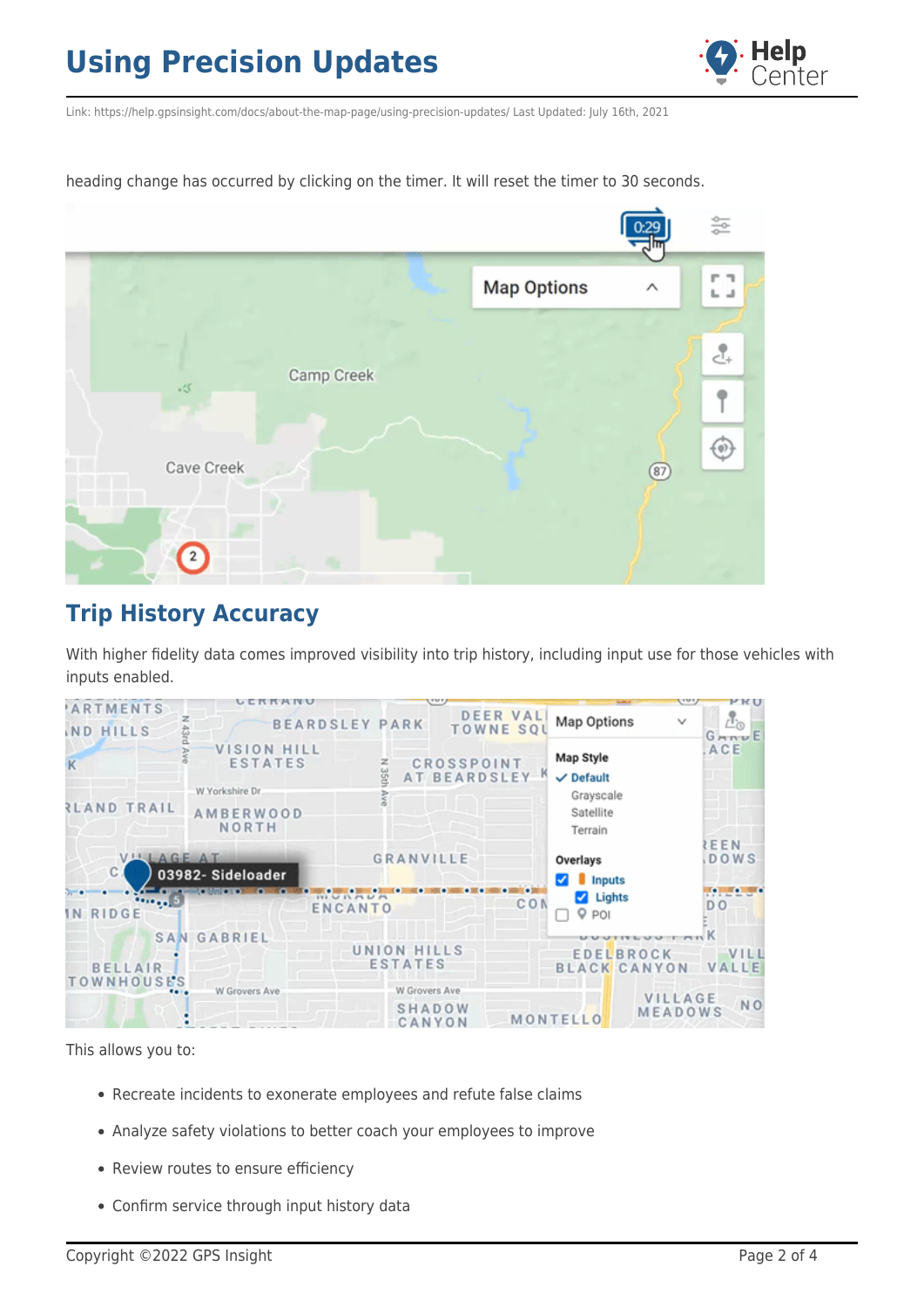heading change has occurred by clicking on the timer. It will reset the timer to 30 seconds.

## Trip History Accuracy

With higher fidelity data comes improved visibility into trip history, including input use for those vehicles with inputs enabled.

This allows you to:

- Recreate incidents to exonerate employees and refute false claims
- Analyze safety violations to better coach your employees to improve
- Review routes to ensure efficiency
- Confirm service through input history data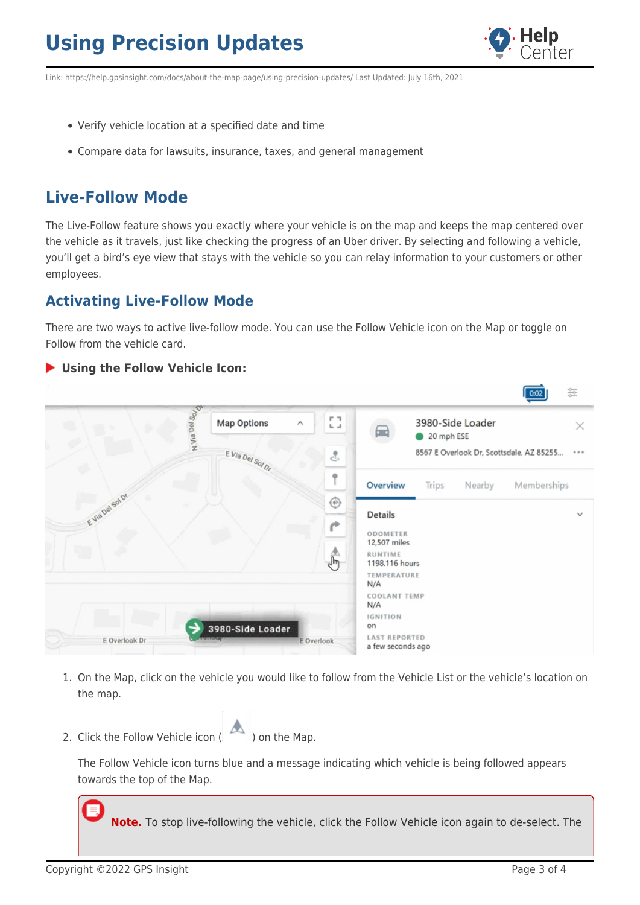- Verify vehicle location at a specified date and time
- Compare data for lawsuits, insurance, taxes, and general management

## Live-Follow Mode

The Live-Follow feature shows you exactly where your vehicle is on the map and keeps the map centered over the vehicle as it travels, just like checking the progress of an Uber driver. By selecting and following a vehicle, you'll get a bird's eye view that stays with the vehicle so you can relay information to your customers or other employees.

### Activating Live-Follow Mode

There are two ways to active live-follow mode. You can use the Follow Vehicle icon on the Map or toggle on Follow from the vehicle card.

#### Using the Follow Vehicle Icon:

1. On the Map, click on the vehicle you would like to follow from the Vehicle List or the vehicle's location on the map.
2. Click the Follow Vehicle icon ( ) on the Map.

   The Follow Vehicle icon turns blue and a message indicating which vehicle is being followed appears towards the top of the Map.

   **Note.** To stop live-following the vehicle, click the Follow Vehicle icon again to de-select. The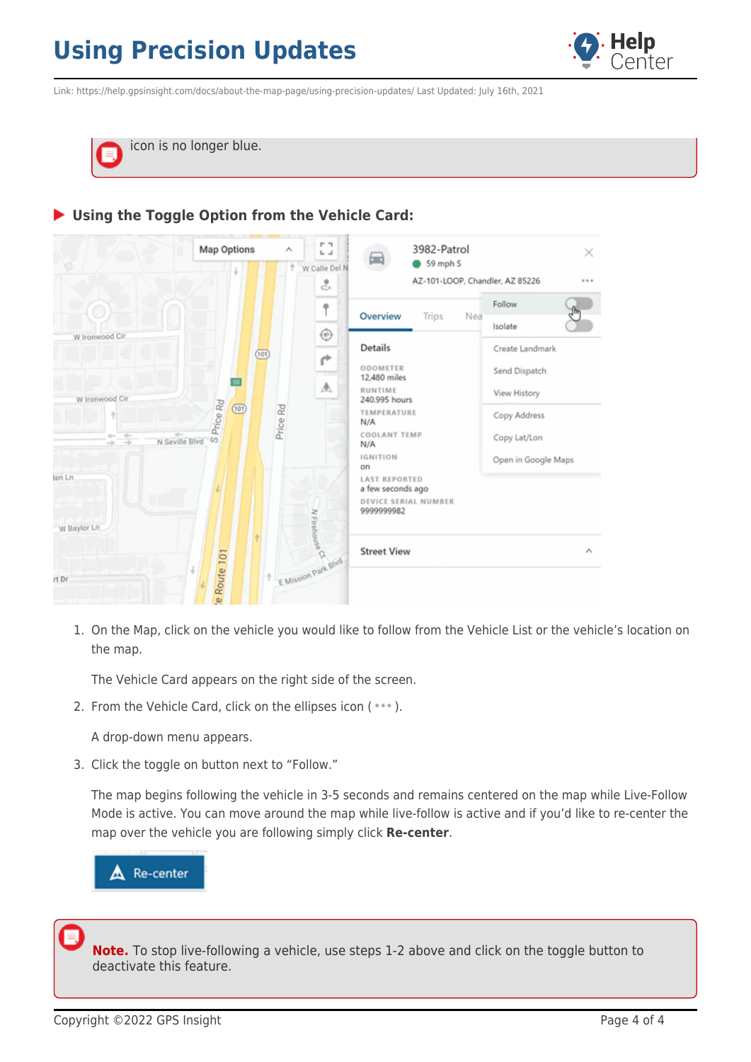icon is no longer blue.

### Using the Toggle Option from the Vehicle Card:

1. On the Map, click on the vehicle you would like to follow from the Vehicle List or the vehicle's location on the map.

   The Vehicle Card appears on the right side of the screen.

2. From the Vehicle Card, click on the ellipses icon ( ••• ).

   A drop-down menu appears.

3. Click the toggle on button next to "Follow."

   The map begins following the vehicle in 3-5 seconds and remains centered on the map while Live-Follow Mode is active. You can move around the map while live-follow is active and if you'd like to re-center the map over the vehicle you are following simply click **Re-center**.

**Note.** To stop live-following a vehicle, use steps 1-2 above and click on the toggle button to deactivate this feature.